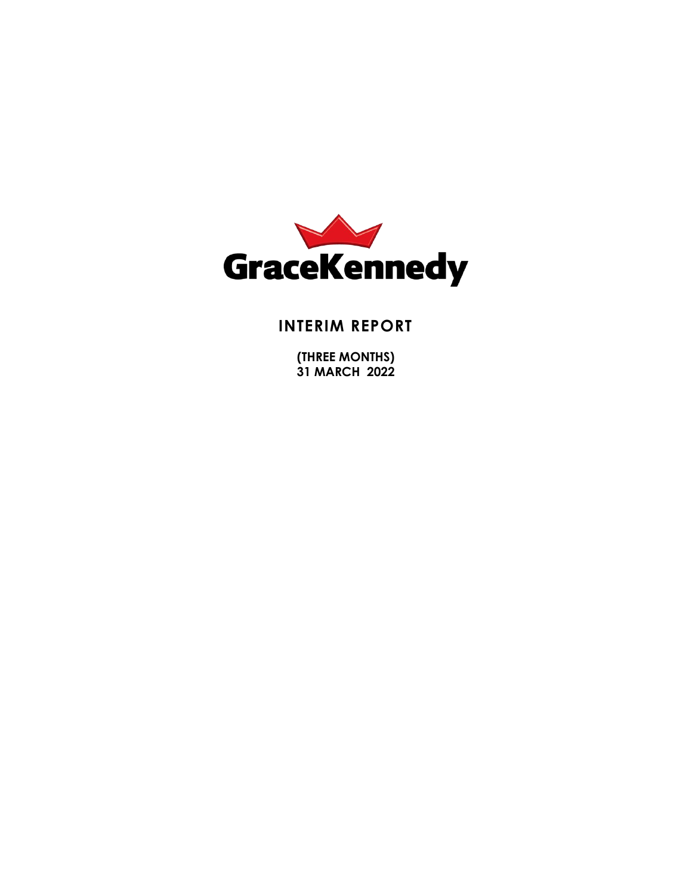GraceKennedy

# INTERIM REPORT

**(THREE MONTHS)**
**31 MARCH 2022**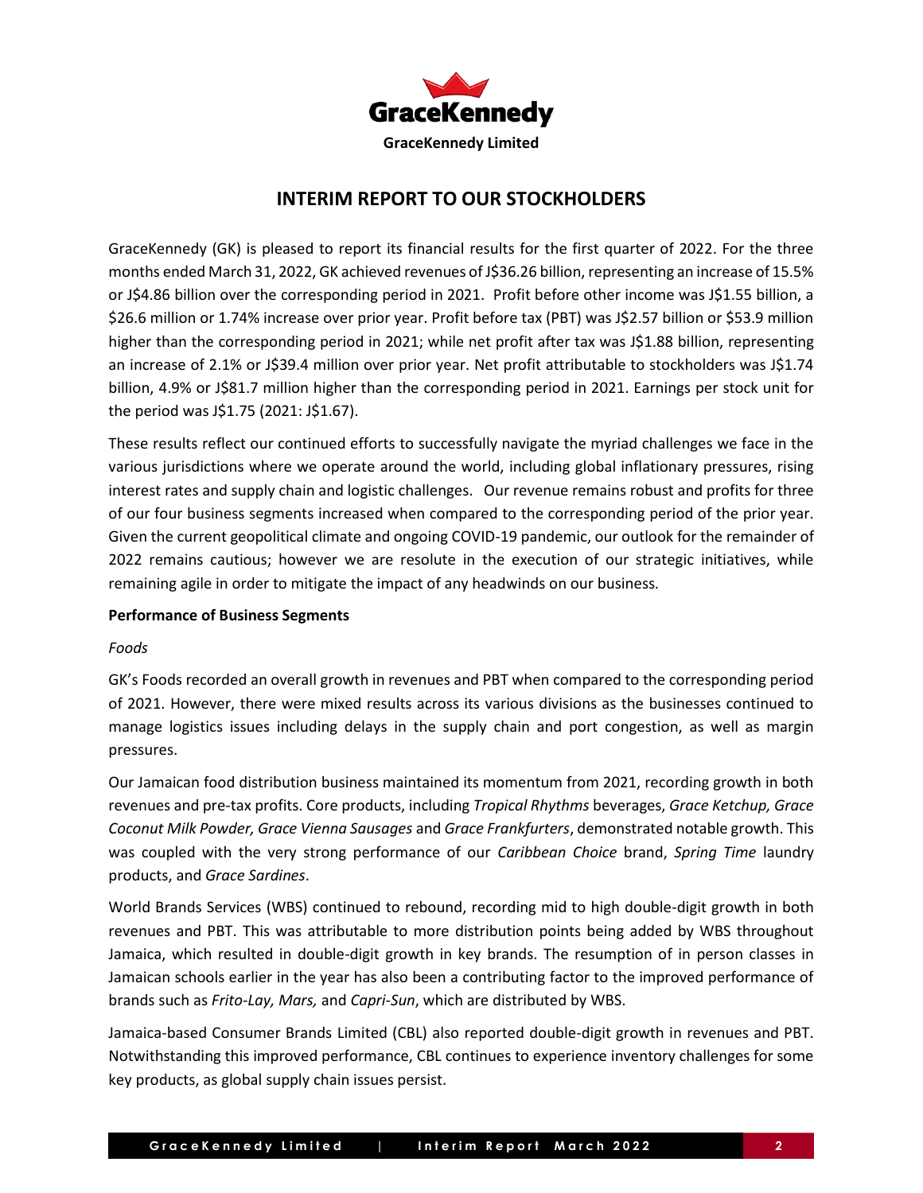GraceKennedy Limited

# INTERIM REPORT TO OUR STOCKHOLDERS

GraceKennedy (GK) is pleased to report its financial results for the first quarter of 2022. For the three months ended March 31, 2022, GK achieved revenues of J$36.26 billion, representing an increase of 15.5% or J$4.86 billion over the corresponding period in 2021. Profit before other income was J$1.55 billion, a $26.6 million or 1.74% increase over prior year. Profit before tax (PBT) was J$2.57 billion or $53.9 million higher than the corresponding period in 2021; while net profit after tax was J$1.88 billion, representing an increase of 2.1% or J$39.4 million over prior year. Net profit attributable to stockholders was J$1.74 billion, 4.9% or J$81.7 million higher than the corresponding period in 2021. Earnings per stock unit for the period was J$1.75 (2021: J$1.67).

These results reflect our continued efforts to successfully navigate the myriad challenges we face in the various jurisdictions where we operate around the world, including global inflationary pressures, rising interest rates and supply chain and logistic challenges. Our revenue remains robust and profits for three of our four business segments increased when compared to the corresponding period of the prior year. Given the current geopolitical climate and ongoing COVID-19 pandemic, our outlook for the remainder of 2022 remains cautious; however we are resolute in the execution of our strategic initiatives, while remaining agile in order to mitigate the impact of any headwinds on our business.

**Performance of Business Segments**

*Foods*

GK's Foods recorded an overall growth in revenues and PBT when compared to the corresponding period of 2021. However, there were mixed results across its various divisions as the businesses continued to manage logistics issues including delays in the supply chain and port congestion, as well as margin pressures.

Our Jamaican food distribution business maintained its momentum from 2021, recording growth in both revenues and pre-tax profits. Core products, including *Tropical Rhythms* beverages, *Grace Ketchup, Grace Coconut Milk Powder, Grace Vienna Sausages* and *Grace Frankfurters*, demonstrated notable growth. This was coupled with the very strong performance of our *Caribbean Choice* brand, *Spring Time* laundry products, and *Grace Sardines*.

World Brands Services (WBS) continued to rebound, recording mid to high double-digit growth in both revenues and PBT. This was attributable to more distribution points being added by WBS throughout Jamaica, which resulted in double-digit growth in key brands. The resumption of in person classes in Jamaican schools earlier in the year has also been a contributing factor to the improved performance of brands such as *Frito-Lay, Mars,* and *Capri-Sun*, which are distributed by WBS.

Jamaica-based Consumer Brands Limited (CBL) also reported double-digit growth in revenues and PBT. Notwithstanding this improved performance, CBL continues to experience inventory challenges for some key products, as global supply chain issues persist.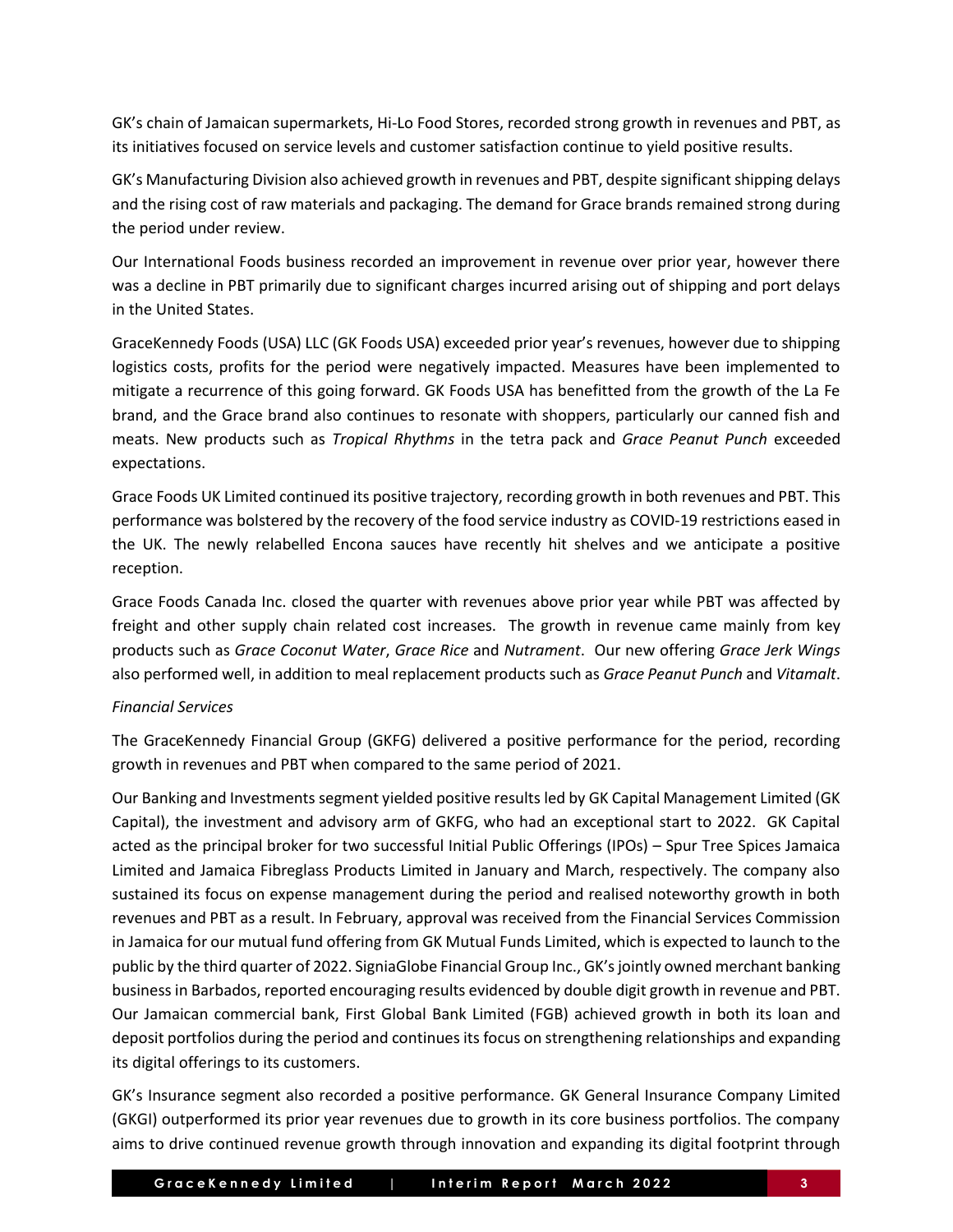GK's chain of Jamaican supermarkets, Hi-Lo Food Stores, recorded strong growth in revenues and PBT, as its initiatives focused on service levels and customer satisfaction continue to yield positive results.

GK's Manufacturing Division also achieved growth in revenues and PBT, despite significant shipping delays and the rising cost of raw materials and packaging. The demand for Grace brands remained strong during the period under review.

Our International Foods business recorded an improvement in revenue over prior year, however there was a decline in PBT primarily due to significant charges incurred arising out of shipping and port delays in the United States.

GraceKennedy Foods (USA) LLC (GK Foods USA) exceeded prior year's revenues, however due to shipping logistics costs, profits for the period were negatively impacted. Measures have been implemented to mitigate a recurrence of this going forward. GK Foods USA has benefitted from the growth of the La Fe brand, and the Grace brand also continues to resonate with shoppers, particularly our canned fish and meats. New products such as *Tropical Rhythms* in the tetra pack and *Grace Peanut Punch* exceeded expectations.

Grace Foods UK Limited continued its positive trajectory, recording growth in both revenues and PBT. This performance was bolstered by the recovery of the food service industry as COVID-19 restrictions eased in the UK. The newly relabelled Encona sauces have recently hit shelves and we anticipate a positive reception.

Grace Foods Canada Inc. closed the quarter with revenues above prior year while PBT was affected by freight and other supply chain related cost increases. The growth in revenue came mainly from key products such as *Grace Coconut Water*, *Grace Rice* and *Nutrament*. Our new offering *Grace Jerk Wings* also performed well, in addition to meal replacement products such as *Grace Peanut Punch* and *Vitamalt*.

*Financial Services*

The GraceKennedy Financial Group (GKFG) delivered a positive performance for the period, recording growth in revenues and PBT when compared to the same period of 2021.

Our Banking and Investments segment yielded positive results led by GK Capital Management Limited (GK Capital), the investment and advisory arm of GKFG, who had an exceptional start to 2022. GK Capital acted as the principal broker for two successful Initial Public Offerings (IPOs) – Spur Tree Spices Jamaica Limited and Jamaica Fibreglass Products Limited in January and March, respectively. The company also sustained its focus on expense management during the period and realised noteworthy growth in both revenues and PBT as a result. In February, approval was received from the Financial Services Commission in Jamaica for our mutual fund offering from GK Mutual Funds Limited, which is expected to launch to the public by the third quarter of 2022. SigniaGlobe Financial Group Inc., GK's jointly owned merchant banking business in Barbados, reported encouraging results evidenced by double digit growth in revenue and PBT. Our Jamaican commercial bank, First Global Bank Limited (FGB) achieved growth in both its loan and deposit portfolios during the period and continues its focus on strengthening relationships and expanding its digital offerings to its customers.

GK's Insurance segment also recorded a positive performance. GK General Insurance Company Limited (GKGI) outperformed its prior year revenues due to growth in its core business portfolios. The company aims to drive continued revenue growth through innovation and expanding its digital footprint through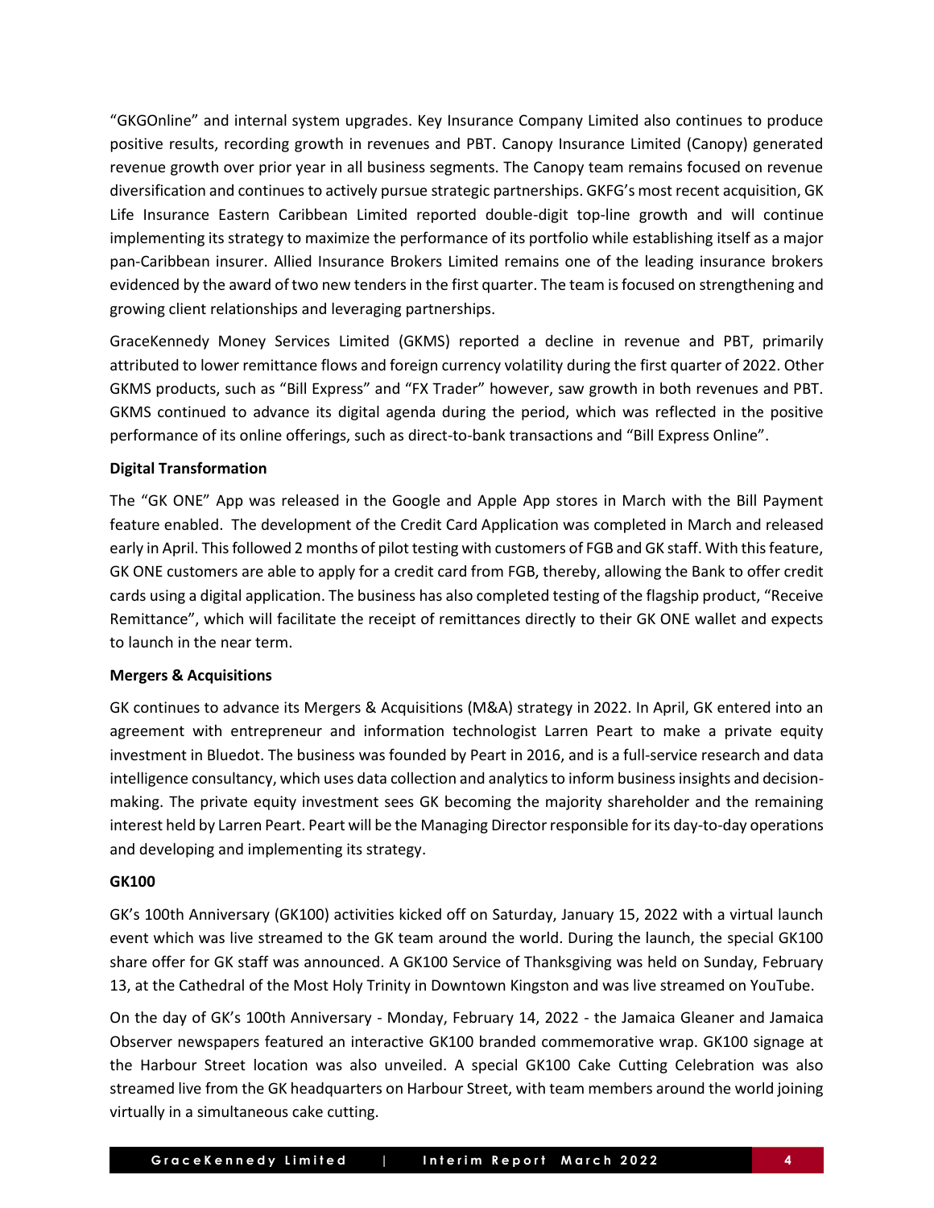"GKGOnline" and internal system upgrades. Key Insurance Company Limited also continues to produce positive results, recording growth in revenues and PBT. Canopy Insurance Limited (Canopy) generated revenue growth over prior year in all business segments. The Canopy team remains focused on revenue diversification and continues to actively pursue strategic partnerships. GKFG's most recent acquisition, GK Life Insurance Eastern Caribbean Limited reported double-digit top-line growth and will continue implementing its strategy to maximize the performance of its portfolio while establishing itself as a major pan-Caribbean insurer. Allied Insurance Brokers Limited remains one of the leading insurance brokers evidenced by the award of two new tenders in the first quarter. The team is focused on strengthening and growing client relationships and leveraging partnerships.

GraceKennedy Money Services Limited (GKMS) reported a decline in revenue and PBT, primarily attributed to lower remittance flows and foreign currency volatility during the first quarter of 2022. Other GKMS products, such as "Bill Express" and "FX Trader" however, saw growth in both revenues and PBT. GKMS continued to advance its digital agenda during the period, which was reflected in the positive performance of its online offerings, such as direct-to-bank transactions and "Bill Express Online".

**Digital Transformation**

The "GK ONE" App was released in the Google and Apple App stores in March with the Bill Payment feature enabled. The development of the Credit Card Application was completed in March and released early in April. This followed 2 months of pilot testing with customers of FGB and GK staff. With this feature, GK ONE customers are able to apply for a credit card from FGB, thereby, allowing the Bank to offer credit cards using a digital application. The business has also completed testing of the flagship product, "Receive Remittance", which will facilitate the receipt of remittances directly to their GK ONE wallet and expects to launch in the near term.

**Mergers & Acquisitions**

GK continues to advance its Mergers & Acquisitions (M&A) strategy in 2022. In April, GK entered into an agreement with entrepreneur and information technologist Larren Peart to make a private equity investment in Bluedot. The business was founded by Peart in 2016, and is a full-service research and data intelligence consultancy, which uses data collection and analytics to inform business insights and decision-making. The private equity investment sees GK becoming the majority shareholder and the remaining interest held by Larren Peart. Peart will be the Managing Director responsible for its day-to-day operations and developing and implementing its strategy.

**GK100**

GK's 100th Anniversary (GK100) activities kicked off on Saturday, January 15, 2022 with a virtual launch event which was live streamed to the GK team around the world. During the launch, the special GK100 share offer for GK staff was announced. A GK100 Service of Thanksgiving was held on Sunday, February 13, at the Cathedral of the Most Holy Trinity in Downtown Kingston and was live streamed on YouTube.

On the day of GK's 100th Anniversary - Monday, February 14, 2022 - the Jamaica Gleaner and Jamaica Observer newspapers featured an interactive GK100 branded commemorative wrap. GK100 signage at the Harbour Street location was also unveiled. A special GK100 Cake Cutting Celebration was also streamed live from the GK headquarters on Harbour Street, with team members around the world joining virtually in a simultaneous cake cutting.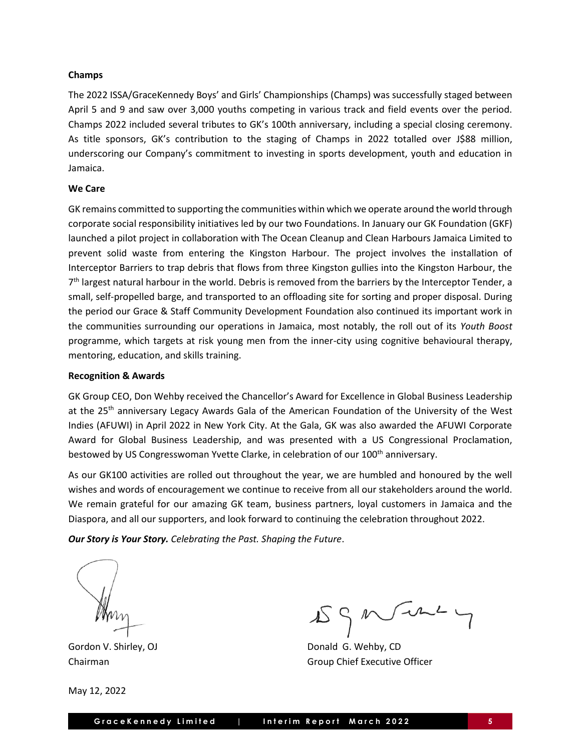**Champs**

The 2022 ISSA/GraceKennedy Boys' and Girls' Championships (Champs) was successfully staged between April 5 and 9 and saw over 3,000 youths competing in various track and field events over the period. Champs 2022 included several tributes to GK's 100th anniversary, including a special closing ceremony. As title sponsors, GK's contribution to the staging of Champs in 2022 totalled over J$88 million, underscoring our Company's commitment to investing in sports development, youth and education in Jamaica.

**We Care**

GK remains committed to supporting the communities within which we operate around the world through corporate social responsibility initiatives led by our two Foundations. In January our GK Foundation (GKF) launched a pilot project in collaboration with The Ocean Cleanup and Clean Harbours Jamaica Limited to prevent solid waste from entering the Kingston Harbour. The project involves the installation of Interceptor Barriers to trap debris that flows from three Kingston gullies into the Kingston Harbour, the 7th largest natural harbour in the world. Debris is removed from the barriers by the Interceptor Tender, a small, self-propelled barge, and transported to an offloading site for sorting and proper disposal. During the period our Grace & Staff Community Development Foundation also continued its important work in the communities surrounding our operations in Jamaica, most notably, the roll out of its *Youth Boost* programme, which targets at risk young men from the inner-city using cognitive behavioural therapy, mentoring, education, and skills training.

**Recognition & Awards**

GK Group CEO, Don Wehby received the Chancellor's Award for Excellence in Global Business Leadership at the 25th anniversary Legacy Awards Gala of the American Foundation of the University of the West Indies (AFUWI) in April 2022 in New York City. At the Gala, GK was also awarded the AFUWI Corporate Award for Global Business Leadership, and was presented with a US Congressional Proclamation, bestowed by US Congresswoman Yvette Clarke, in celebration of our 100th anniversary.

As our GK100 activities are rolled out throughout the year, we are humbled and honoured by the well wishes and words of encouragement we continue to receive from all our stakeholders around the world. We remain grateful for our amazing GK team, business partners, loyal customers in Jamaica and the Diaspora, and all our supporters, and look forward to continuing the celebration throughout 2022.

***Our Story is Your Story.*** *Celebrating the Past. Shaping the Future*.

Gordon V. Shirley, OJ
Chairman

Donald G. Wehby, CD
Group Chief Executive Officer

May 12, 2022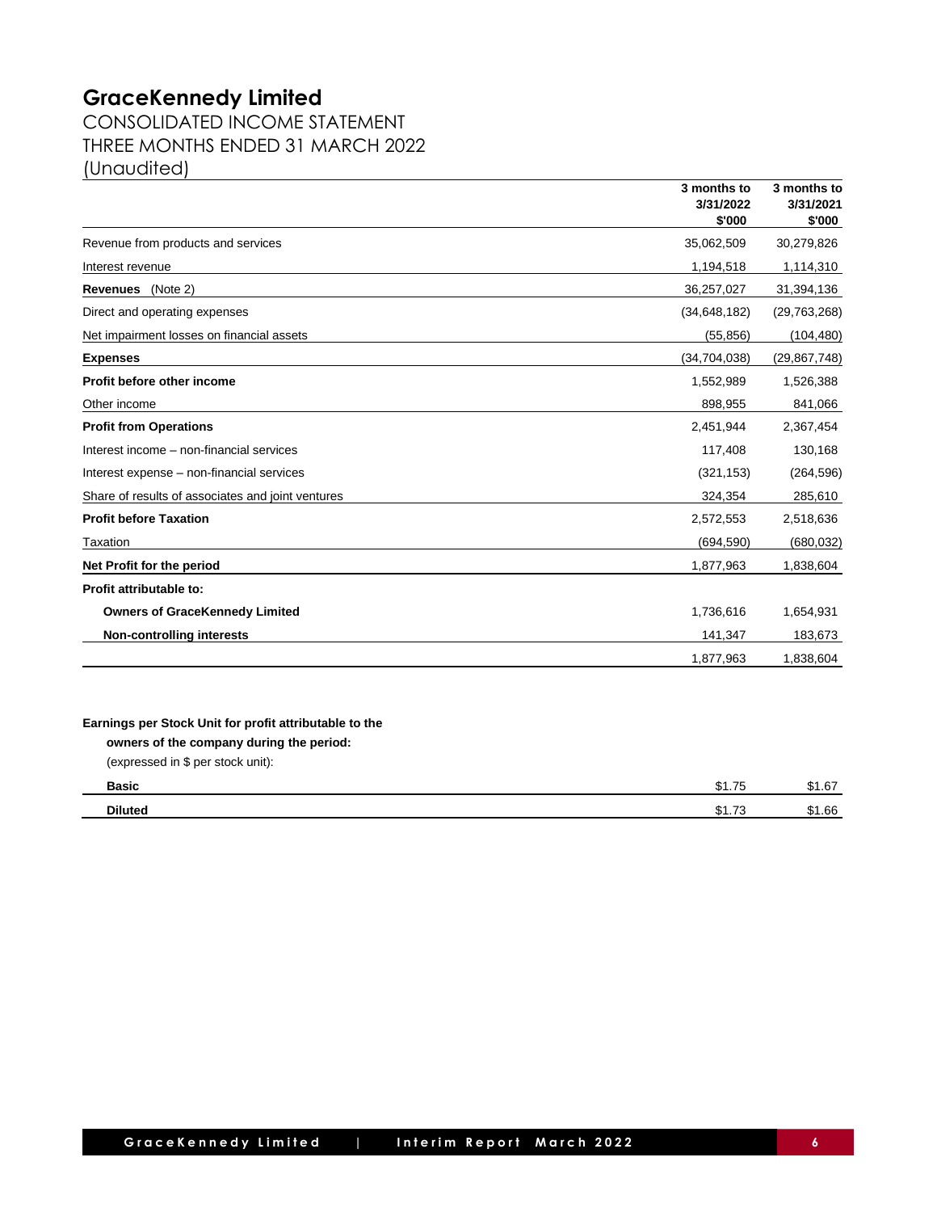# GraceKennedy Limited

## CONSOLIDATED INCOME STATEMENT
## THREE MONTHS ENDED 31 MARCH 2022
## (Unaudited)

| | 3 months to 3/31/2022 $'000 | 3 months to 3/31/2021 $'000 |
|---|---|---|
| Revenue from products and services | 35,062,509 | 30,279,826 |
| Interest revenue | 1,194,518 | 1,114,310 |
| **Revenues** (Note 2) | 36,257,027 | 31,394,136 |
| Direct and operating expenses | (34,648,182) | (29,763,268) |
| Net impairment losses on financial assets | (55,856) | (104,480) |
| **Expenses** | (34,704,038) | (29,867,748) |
| **Profit before other income** | 1,552,989 | 1,526,388 |
| Other income | 898,955 | 841,066 |
| **Profit from Operations** | 2,451,944 | 2,367,454 |
| Interest income – non-financial services | 117,408 | 130,168 |
| Interest expense – non-financial services | (321,153) | (264,596) |
| Share of results of associates and joint ventures | 324,354 | 285,610 |
| **Profit before Taxation** | 2,572,553 | 2,518,636 |
| Taxation | (694,590) | (680,032) |
| **Net Profit for the period** | 1,877,963 | 1,838,604 |
| **Profit attributable to:** | | |
| **Owners of GraceKennedy Limited** | 1,736,616 | 1,654,931 |
| **Non-controlling interests** | 141,347 | 183,673 |
| | 1,877,963 | 1,838,604 |

**Earnings per Stock Unit for profit attributable to the owners of the company during the period:**
(expressed in $ per stock unit):

| | 3 months to 3/31/2022 | 3 months to 3/31/2021 |
|---|---|---|
| **Basic** | $1.75 | $1.67 |
| **Diluted** | $1.73 | $1.66 |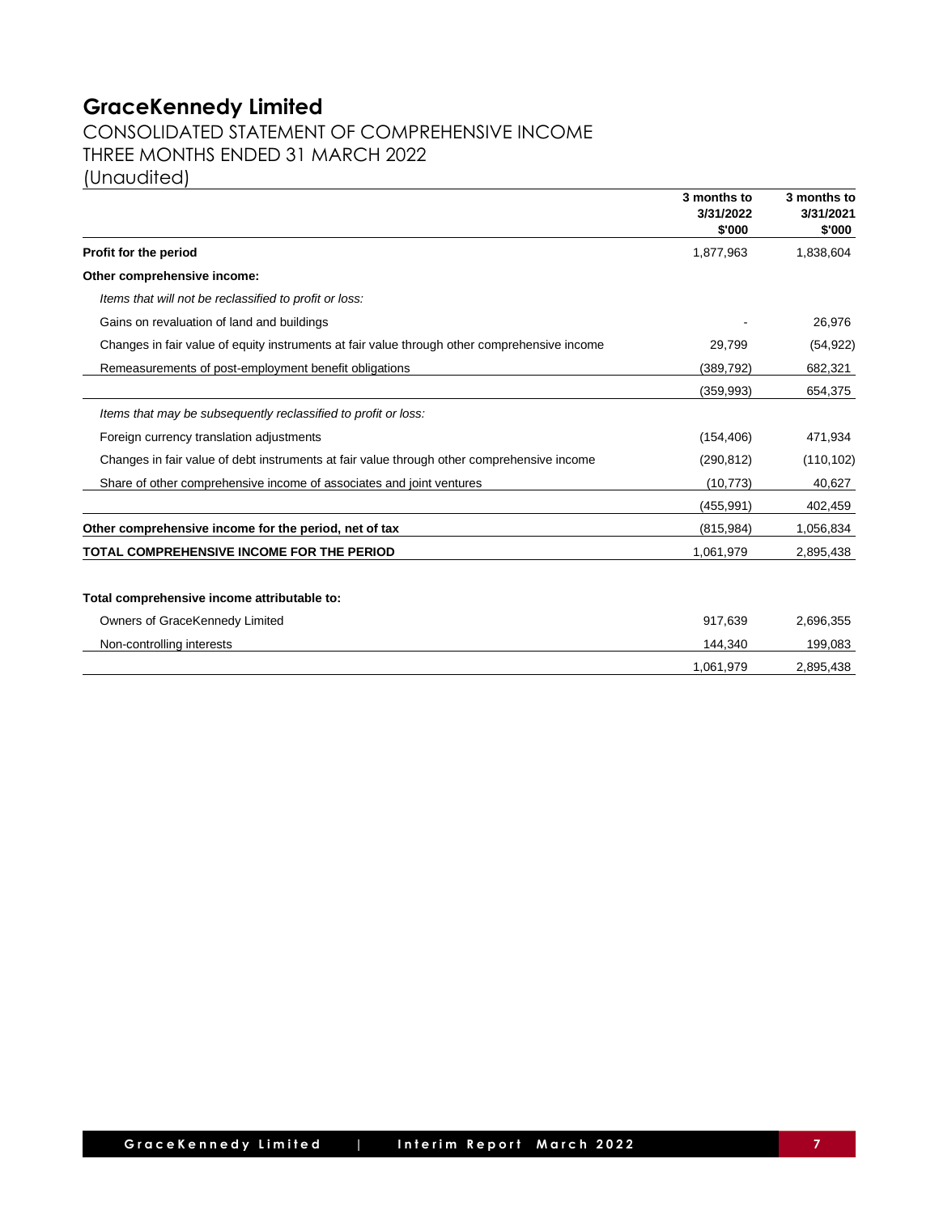# GraceKennedy Limited

## CONSOLIDATED STATEMENT OF COMPREHENSIVE INCOME
## THREE MONTHS ENDED 31 MARCH 2022
## (Unaudited)

| | 3 months to 3/31/2022 $'000 | 3 months to 3/31/2021 $'000 |
|---|---|---|
| **Profit for the period** | 1,877,963 | 1,838,604 |
| **Other comprehensive income:** | | |
| *Items that will not be reclassified to profit or loss:* | | |
| Gains on revaluation of land and buildings | - | 26,976 |
| Changes in fair value of equity instruments at fair value through other comprehensive income | 29,799 | (54,922) |
| Remeasurements of post-employment benefit obligations | (389,792) | 682,321 |
| | (359,993) | 654,375 |
| *Items that may be subsequently reclassified to profit or loss:* | | |
| Foreign currency translation adjustments | (154,406) | 471,934 |
| Changes in fair value of debt instruments at fair value through other comprehensive income | (290,812) | (110,102) |
| Share of other comprehensive income of associates and joint ventures | (10,773) | 40,627 |
| | (455,991) | 402,459 |
| **Other comprehensive income for the period, net of tax** | (815,984) | 1,056,834 |
| **TOTAL COMPREHENSIVE INCOME FOR THE PERIOD** | 1,061,979 | 2,895,438 |
| | | |
| **Total comprehensive income attributable to:** | | |
| Owners of GraceKennedy Limited | 917,639 | 2,696,355 |
| Non-controlling interests | 144,340 | 199,083 |
| | 1,061,979 | 2,895,438 |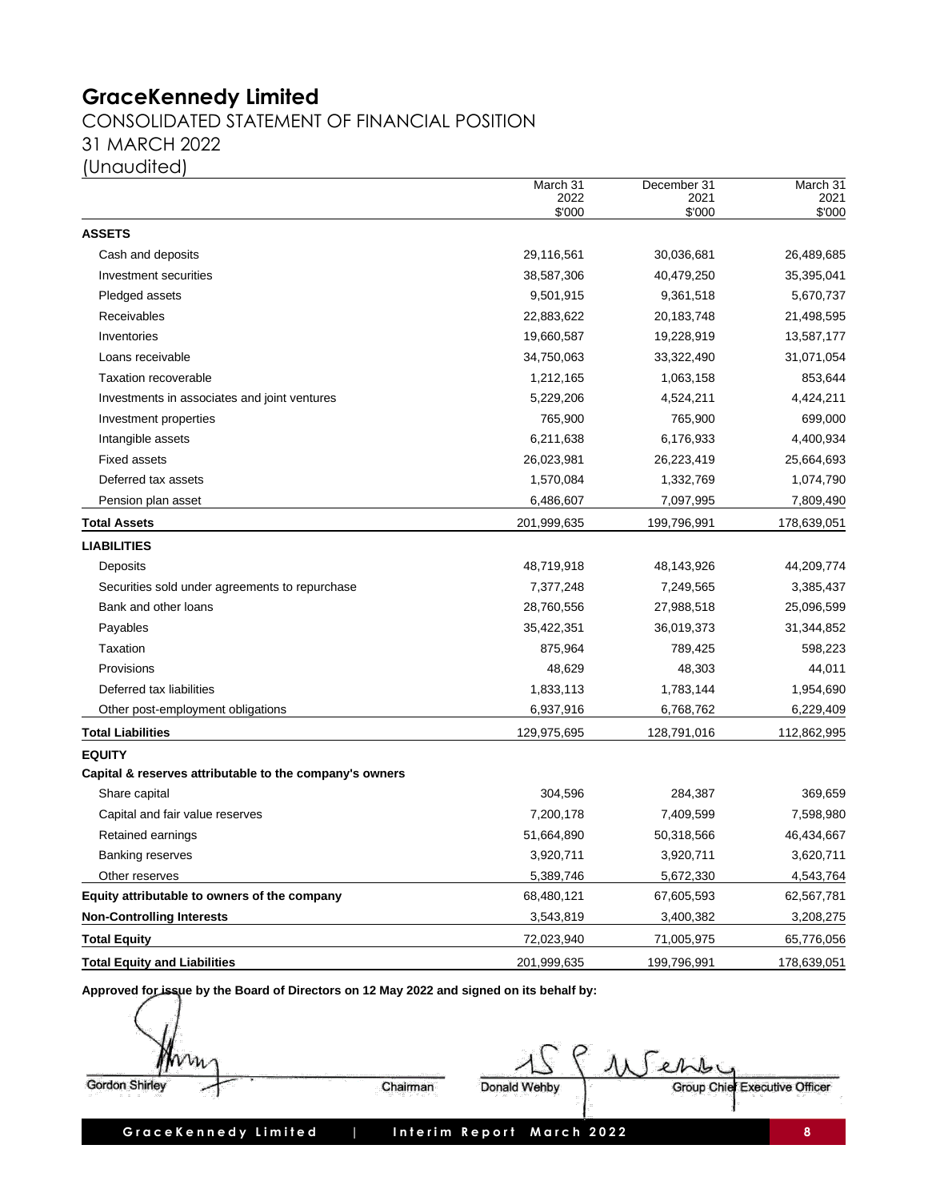# GraceKennedy Limited

CONSOLIDATED STATEMENT OF FINANCIAL POSITION

31 MARCH 2022

(Unaudited)

| | March 31 2022 $'000 | December 31 2021 $'000 | March 31 2021 $'000 |
|---|---|---|---|
| **ASSETS** | | | |
| Cash and deposits | 29,116,561 | 30,036,681 | 26,489,685 |
| Investment securities | 38,587,306 | 40,479,250 | 35,395,041 |
| Pledged assets | 9,501,915 | 9,361,518 | 5,670,737 |
| Receivables | 22,883,622 | 20,183,748 | 21,498,595 |
| Inventories | 19,660,587 | 19,228,919 | 13,587,177 |
| Loans receivable | 34,750,063 | 33,322,490 | 31,071,054 |
| Taxation recoverable | 1,212,165 | 1,063,158 | 853,644 |
| Investments in associates and joint ventures | 5,229,206 | 4,524,211 | 4,424,211 |
| Investment properties | 765,900 | 765,900 | 699,000 |
| Intangible assets | 6,211,638 | 6,176,933 | 4,400,934 |
| Fixed assets | 26,023,981 | 26,223,419 | 25,664,693 |
| Deferred tax assets | 1,570,084 | 1,332,769 | 1,074,790 |
| Pension plan asset | 6,486,607 | 7,097,995 | 7,809,490 |
| **Total Assets** | 201,999,635 | 199,796,991 | 178,639,051 |
| **LIABILITIES** | | | |
| Deposits | 48,719,918 | 48,143,926 | 44,209,774 |
| Securities sold under agreements to repurchase | 7,377,248 | 7,249,565 | 3,385,437 |
| Bank and other loans | 28,760,556 | 27,988,518 | 25,096,599 |
| Payables | 35,422,351 | 36,019,373 | 31,344,852 |
| Taxation | 875,964 | 789,425 | 598,223 |
| Provisions | 48,629 | 48,303 | 44,011 |
| Deferred tax liabilities | 1,833,113 | 1,783,144 | 1,954,690 |
| Other post-employment obligations | 6,937,916 | 6,768,762 | 6,229,409 |
| **Total Liabilities** | 129,975,695 | 128,791,016 | 112,862,995 |
| **EQUITY** | | | |
| **Capital & reserves attributable to the company's owners** | | | |
| Share capital | 304,596 | 284,387 | 369,659 |
| Capital and fair value reserves | 7,200,178 | 7,409,599 | 7,598,980 |
| Retained earnings | 51,664,890 | 50,318,566 | 46,434,667 |
| Banking reserves | 3,920,711 | 3,920,711 | 3,620,711 |
| Other reserves | 5,389,746 | 5,672,330 | 4,543,764 |
| **Equity attributable to owners of the company** | 68,480,121 | 67,605,593 | 62,567,781 |
| **Non-Controlling Interests** | 3,543,819 | 3,400,382 | 3,208,275 |
| **Total Equity** | 72,023,940 | 71,005,975 | 65,776,056 |
| **Total Equity and Liabilities** | 201,999,635 | 199,796,991 | 178,639,051 |

**Approved for issue by the Board of Directors on 12 May 2022 and signed on its behalf by:**

Gordon Shirley — Chairman

Donald Wehby — Group Chief Executive Officer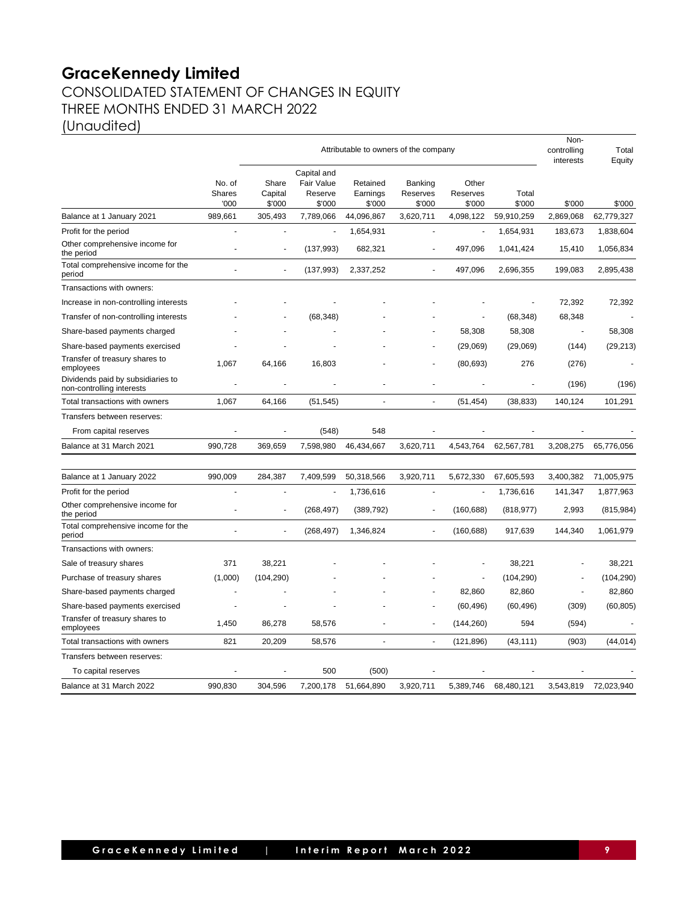# GraceKennedy Limited

## CONSOLIDATED STATEMENT OF CHANGES IN EQUITY
## THREE MONTHS ENDED 31 MARCH 2022
## (Unaudited)

| | Attributable to owners of the company | | | | | | | Non-controlling interests | Total Equity |
|---|---|---|---|---|---|---|---|---|---|
| | No. of Shares '000 | Share Capital $'000 | Capital and Fair Value Reserve $'000 | Retained Earnings $'000 | Banking Reserves $'000 | Other Reserves $'000 | Total $'000 | $'000 | $'000 |
| Balance at 1 January 2021 | 989,661 | 305,493 | 7,789,066 | 44,096,867 | 3,620,711 | 4,098,122 | 59,910,259 | 2,869,068 | 62,779,327 |
| Profit for the period | - | - | - | 1,654,931 | - | - | 1,654,931 | 183,673 | 1,838,604 |
| Other comprehensive income for the period | - | - | (137,993) | 682,321 | - | 497,096 | 1,041,424 | 15,410 | 1,056,834 |
| Total comprehensive income for the period | - | - | (137,993) | 2,337,252 | - | 497,096 | 2,696,355 | 199,083 | 2,895,438 |
| Transactions with owners: | | | | | | | | | |
| Increase in non-controlling interests | - | - | - | - | - | - | - | 72,392 | 72,392 |
| Transfer of non-controlling interests | - | - | (68,348) | - | - | - | (68,348) | 68,348 | - |
| Share-based payments charged | - | - | - | - | - | 58,308 | 58,308 | - | 58,308 |
| Share-based payments exercised | - | - | - | - | - | (29,069) | (29,069) | (144) | (29,213) |
| Transfer of treasury shares to employees | 1,067 | 64,166 | 16,803 | - | - | (80,693) | 276 | (276) | - |
| Dividends paid by subsidiaries to non-controlling interests | - | - | - | - | - | - | - | (196) | (196) |
| Total transactions with owners | 1,067 | 64,166 | (51,545) | - | - | (51,454) | (38,833) | 140,124 | 101,291 |
| Transfers between reserves: | | | | | | | | | |
| From capital reserves | - | - | (548) | 548 | - | - | - | - | - |
| Balance at 31 March 2021 | 990,728 | 369,659 | 7,598,980 | 46,434,667 | 3,620,711 | 4,543,764 | 62,567,781 | 3,208,275 | 65,776,056 |
| | | | | | | | | | |
| Balance at 1 January 2022 | 990,009 | 284,387 | 7,409,599 | 50,318,566 | 3,920,711 | 5,672,330 | 67,605,593 | 3,400,382 | 71,005,975 |
| Profit for the period | - | - | - | 1,736,616 | - | - | 1,736,616 | 141,347 | 1,877,963 |
| Other comprehensive income for the period | - | - | (268,497) | (389,792) | - | (160,688) | (818,977) | 2,993 | (815,984) |
| Total comprehensive income for the period | - | - | (268,497) | 1,346,824 | - | (160,688) | 917,639 | 144,340 | 1,061,979 |
| Transactions with owners: | | | | | | | | | |
| Sale of treasury shares | 371 | 38,221 | - | - | - | - | 38,221 | - | 38,221 |
| Purchase of treasury shares | (1,000) | (104,290) | - | - | - | - | (104,290) | - | (104,290) |
| Share-based payments charged | - | - | - | - | - | 82,860 | 82,860 | - | 82,860 |
| Share-based payments exercised | - | - | - | - | - | (60,496) | (60,496) | (309) | (60,805) |
| Transfer of treasury shares to employees | 1,450 | 86,278 | 58,576 | - | - | (144,260) | 594 | (594) | - |
| Total transactions with owners | 821 | 20,209 | 58,576 | - | - | (121,896) | (43,111) | (903) | (44,014) |
| Transfers between reserves: | | | | | | | | | |
| To capital reserves | - | - | 500 | (500) | - | - | - | - | - |
| Balance at 31 March 2022 | 990,830 | 304,596 | 7,200,178 | 51,664,890 | 3,920,711 | 5,389,746 | 68,480,121 | 3,543,819 | 72,023,940 |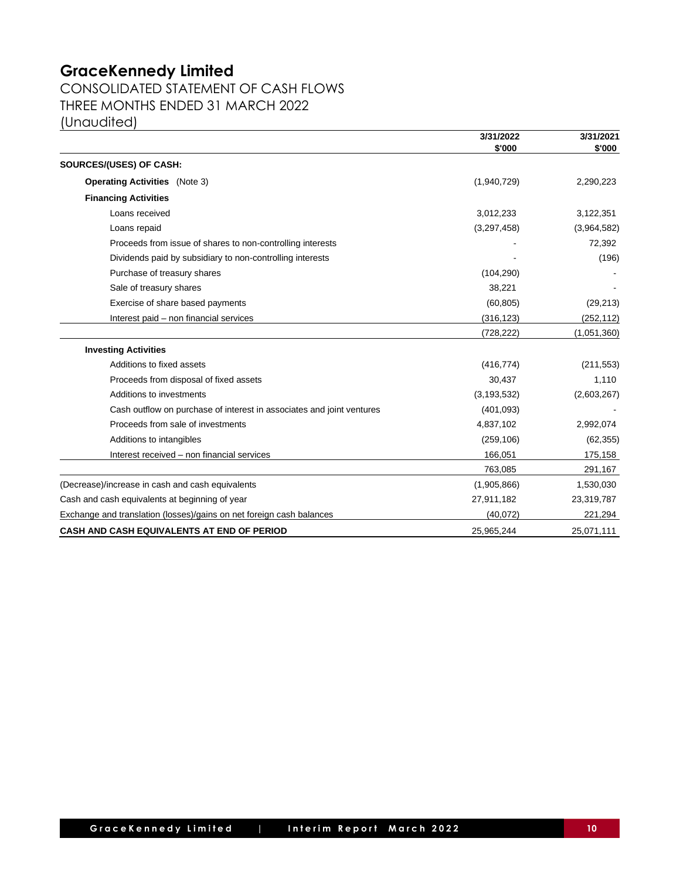# GraceKennedy Limited

## CONSOLIDATED STATEMENT OF CASH FLOWS
## THREE MONTHS ENDED 31 MARCH 2022
## (Unaudited)

| | 3/31/2022<br>$'000 | 3/31/2021<br>$'000 |
|---|---|---|
| **SOURCES/(USES) OF CASH:** | | |
| **Operating Activities** (Note 3) | (1,940,729) | 2,290,223 |
| **Financing Activities** | | |
| Loans received | 3,012,233 | 3,122,351 |
| Loans repaid | (3,297,458) | (3,964,582) |
| Proceeds from issue of shares to non-controlling interests | - | 72,392 |
| Dividends paid by subsidiary to non-controlling interests | - | (196) |
| Purchase of treasury shares | (104,290) | - |
| Sale of treasury shares | 38,221 | - |
| Exercise of share based payments | (60,805) | (29,213) |
| Interest paid – non financial services | (316,123) | (252,112) |
| | (728,222) | (1,051,360) |
| **Investing Activities** | | |
| Additions to fixed assets | (416,774) | (211,553) |
| Proceeds from disposal of fixed assets | 30,437 | 1,110 |
| Additions to investments | (3,193,532) | (2,603,267) |
| Cash outflow on purchase of interest in associates and joint ventures | (401,093) | - |
| Proceeds from sale of investments | 4,837,102 | 2,992,074 |
| Additions to intangibles | (259,106) | (62,355) |
| Interest received – non financial services | 166,051 | 175,158 |
| | 763,085 | 291,167 |
| (Decrease)/increase in cash and cash equivalents | (1,905,866) | 1,530,030 |
| Cash and cash equivalents at beginning of year | 27,911,182 | 23,319,787 |
| Exchange and translation (losses)/gains on net foreign cash balances | (40,072) | 221,294 |
| **CASH AND CASH EQUIVALENTS AT END OF PERIOD** | 25,965,244 | 25,071,111 |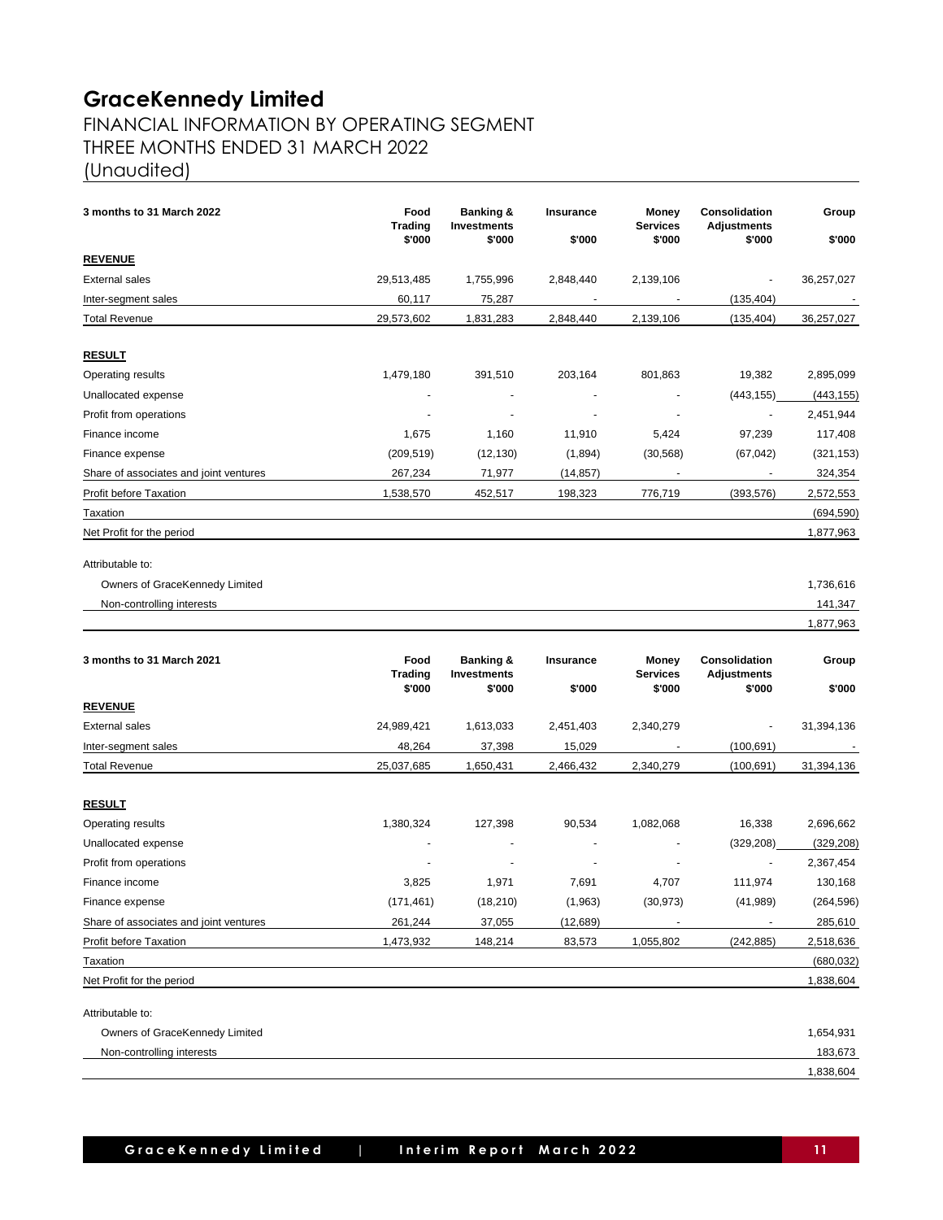# GraceKennedy Limited

## FINANCIAL INFORMATION BY OPERATING SEGMENT
## THREE MONTHS ENDED 31 MARCH 2022
## (Unaudited)

| 3 months to 31 March 2022 | Food Trading $'000 | Banking & Investments $'000 | Insurance $'000 | Money Services $'000 | Consolidation Adjustments $'000 | Group $'000 |
|---|---|---|---|---|---|---|
| **REVENUE** | | | | | | |
| External sales | 29,513,485 | 1,755,996 | 2,848,440 | 2,139,106 | - | 36,257,027 |
| Inter-segment sales | 60,117 | 75,287 | - | - | (135,404) | - |
| Total Revenue | 29,573,602 | 1,831,283 | 2,848,440 | 2,139,106 | (135,404) | 36,257,027 |
| **RESULT** | | | | | | |
| Operating results | 1,479,180 | 391,510 | 203,164 | 801,863 | 19,382 | 2,895,099 |
| Unallocated expense | - | - | - | - | (443,155) | (443,155) |
| Profit from operations | - | - | - | - | - | 2,451,944 |
| Finance income | 1,675 | 1,160 | 11,910 | 5,424 | 97,239 | 117,408 |
| Finance expense | (209,519) | (12,130) | (1,894) | (30,568) | (67,042) | (321,153) |
| Share of associates and joint ventures | 267,234 | 71,977 | (14,857) | - | - | 324,354 |
| Profit before Taxation | 1,538,570 | 452,517 | 198,323 | 776,719 | (393,576) | 2,572,553 |
| Taxation | | | | | | (694,590) |
| Net Profit for the period | | | | | | 1,877,963 |
| Attributable to: | | | | | | |
| Owners of GraceKennedy Limited | | | | | | 1,736,616 |
| Non-controlling interests | | | | | | 141,347 |
| | | | | | | 1,877,963 |

| 3 months to 31 March 2021 | Food Trading $'000 | Banking & Investments $'000 | Insurance $'000 | Money Services $'000 | Consolidation Adjustments $'000 | Group $'000 |
|---|---|---|---|---|---|---|
| **REVENUE** | | | | | | |
| External sales | 24,989,421 | 1,613,033 | 2,451,403 | 2,340,279 | - | 31,394,136 |
| Inter-segment sales | 48,264 | 37,398 | 15,029 | - | (100,691) | - |
| Total Revenue | 25,037,685 | 1,650,431 | 2,466,432 | 2,340,279 | (100,691) | 31,394,136 |
| **RESULT** | | | | | | |
| Operating results | 1,380,324 | 127,398 | 90,534 | 1,082,068 | 16,338 | 2,696,662 |
| Unallocated expense | - | - | - | - | (329,208) | (329,208) |
| Profit from operations | - | - | - | - | - | 2,367,454 |
| Finance income | 3,825 | 1,971 | 7,691 | 4,707 | 111,974 | 130,168 |
| Finance expense | (171,461) | (18,210) | (1,963) | (30,973) | (41,989) | (264,596) |
| Share of associates and joint ventures | 261,244 | 37,055 | (12,689) | - | - | 285,610 |
| Profit before Taxation | 1,473,932 | 148,214 | 83,573 | 1,055,802 | (242,885) | 2,518,636 |
| Taxation | | | | | | (680,032) |
| Net Profit for the period | | | | | | 1,838,604 |
| Attributable to: | | | | | | |
| Owners of GraceKennedy Limited | | | | | | 1,654,931 |
| Non-controlling interests | | | | | | 183,673 |
| | | | | | | 1,838,604 |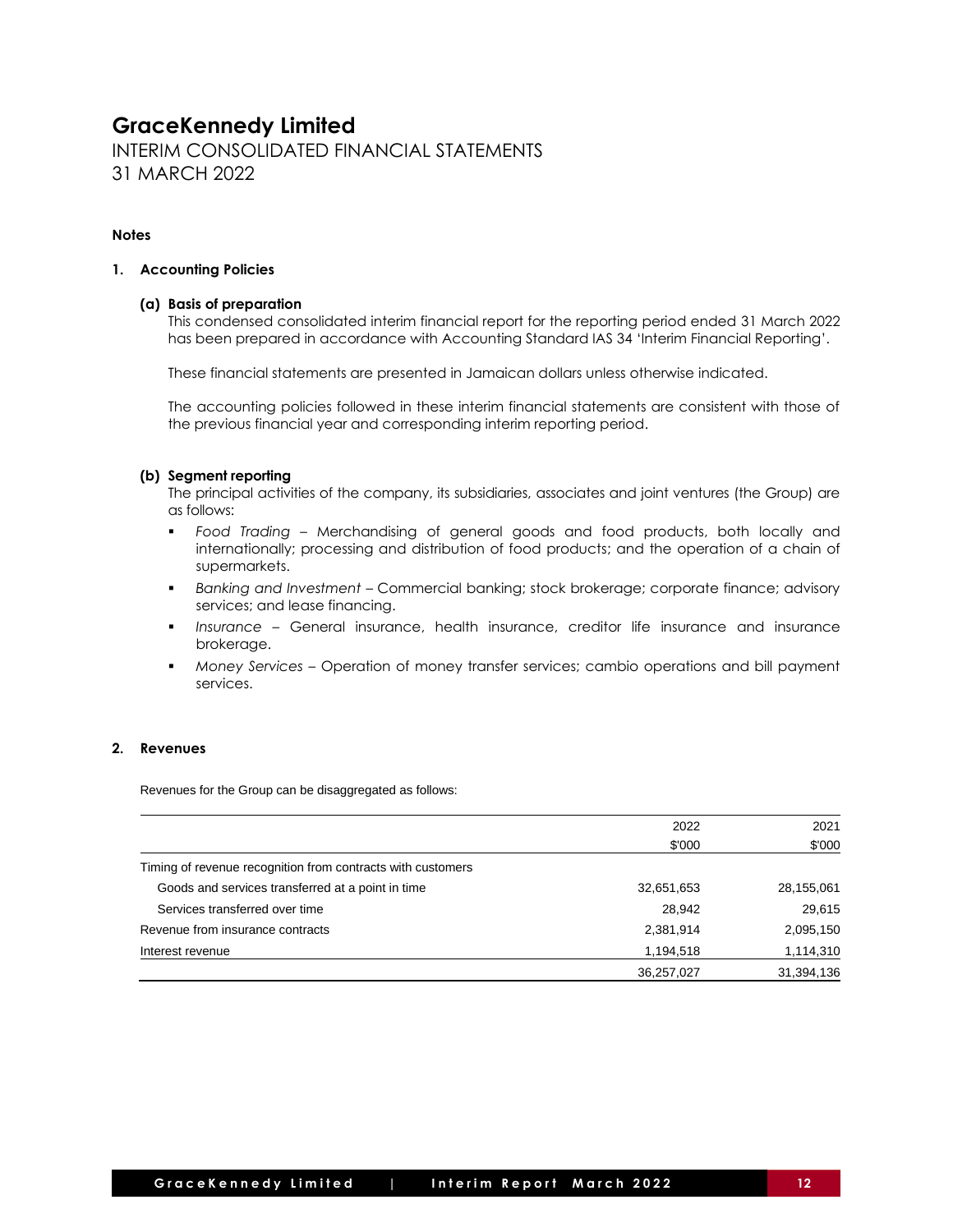# GraceKennedy Limited

INTERIM CONSOLIDATED FINANCIAL STATEMENTS
31 MARCH 2022

**Notes**

## 1. Accounting Policies

### (a) Basis of preparation

This condensed consolidated interim financial report for the reporting period ended 31 March 2022 has been prepared in accordance with Accounting Standard IAS 34 'Interim Financial Reporting'.

These financial statements are presented in Jamaican dollars unless otherwise indicated.

The accounting policies followed in these interim financial statements are consistent with those of the previous financial year and corresponding interim reporting period.

### (b) Segment reporting

The principal activities of the company, its subsidiaries, associates and joint ventures (the Group) are as follows:

- *Food Trading* – Merchandising of general goods and food products, both locally and internationally; processing and distribution of food products; and the operation of a chain of supermarkets.
- *Banking and Investment* – Commercial banking; stock brokerage; corporate finance; advisory services; and lease financing.
- *Insurance* – General insurance, health insurance, creditor life insurance and insurance brokerage.
- *Money Services* – Operation of money transfer services; cambio operations and bill payment services.

## 2. Revenues

Revenues for the Group can be disaggregated as follows:

| | 2022 | 2021 |
|---|---|---|
| | $'000 | $'000 |
| Timing of revenue recognition from contracts with customers | | |
| Goods and services transferred at a point in time | 32,651,653 | 28,155,061 |
| Services transferred over time | 28,942 | 29,615 |
| Revenue from insurance contracts | 2,381,914 | 2,095,150 |
| Interest revenue | 1,194,518 | 1,114,310 |
| | 36,257,027 | 31,394,136 |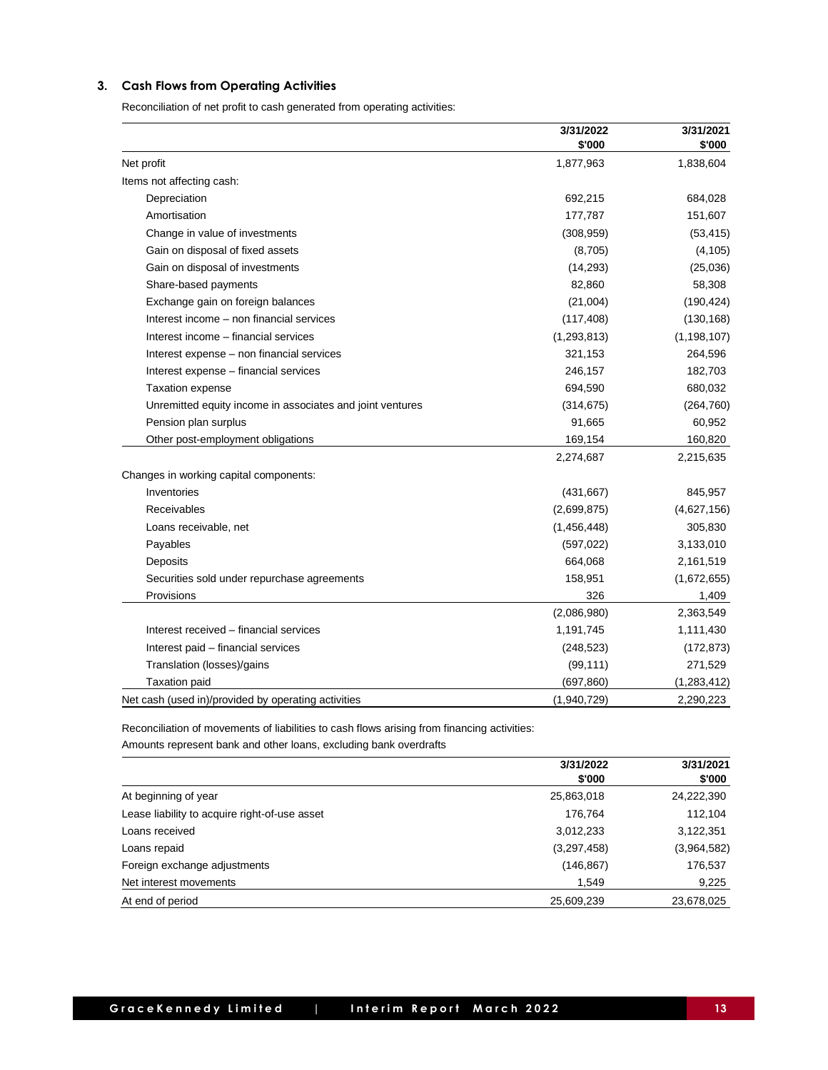### 3. Cash Flows from Operating Activities

Reconciliation of net profit to cash generated from operating activities:

| | 3/31/2022<br>$'000 | 3/31/2021<br>$'000 |
|---|---|---|
| Net profit | 1,877,963 | 1,838,604 |
| Items not affecting cash: | | |
| Depreciation | 692,215 | 684,028 |
| Amortisation | 177,787 | 151,607 |
| Change in value of investments | (308,959) | (53,415) |
| Gain on disposal of fixed assets | (8,705) | (4,105) |
| Gain on disposal of investments | (14,293) | (25,036) |
| Share-based payments | 82,860 | 58,308 |
| Exchange gain on foreign balances | (21,004) | (190,424) |
| Interest income – non financial services | (117,408) | (130,168) |
| Interest income – financial services | (1,293,813) | (1,198,107) |
| Interest expense – non financial services | 321,153 | 264,596 |
| Interest expense – financial services | 246,157 | 182,703 |
| Taxation expense | 694,590 | 680,032 |
| Unremitted equity income in associates and joint ventures | (314,675) | (264,760) |
| Pension plan surplus | 91,665 | 60,952 |
| Other post-employment obligations | 169,154 | 160,820 |
| | 2,274,687 | 2,215,635 |
| Changes in working capital components: | | |
| Inventories | (431,667) | 845,957 |
| Receivables | (2,699,875) | (4,627,156) |
| Loans receivable, net | (1,456,448) | 305,830 |
| Payables | (597,022) | 3,133,010 |
| Deposits | 664,068 | 2,161,519 |
| Securities sold under repurchase agreements | 158,951 | (1,672,655) |
| Provisions | 326 | 1,409 |
| | (2,086,980) | 2,363,549 |
| Interest received – financial services | 1,191,745 | 1,111,430 |
| Interest paid – financial services | (248,523) | (172,873) |
| Translation (losses)/gains | (99,111) | 271,529 |
| Taxation paid | (697,860) | (1,283,412) |
| Net cash (used in)/provided by operating activities | (1,940,729) | 2,290,223 |

Reconciliation of movements of liabilities to cash flows arising from financing activities:

Amounts represent bank and other loans, excluding bank overdrafts

| | 3/31/2022<br>$'000 | 3/31/2021<br>$'000 |
|---|---|---|
| At beginning of year | 25,863,018 | 24,222,390 |
| Lease liability to acquire right-of-use asset | 176,764 | 112,104 |
| Loans received | 3,012,233 | 3,122,351 |
| Loans repaid | (3,297,458) | (3,964,582) |
| Foreign exchange adjustments | (146,867) | 176,537 |
| Net interest movements | 1,549 | 9,225 |
| At end of period | 25,609,239 | 23,678,025 |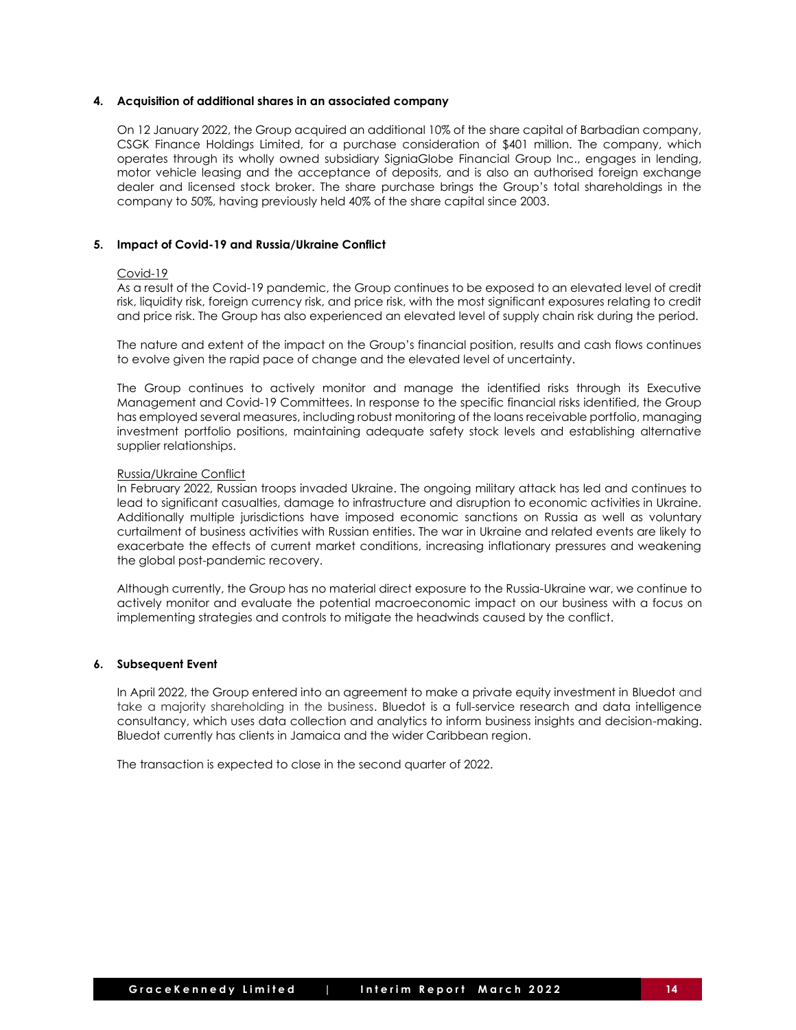## 4. Acquisition of additional shares in an associated company

On 12 January 2022, the Group acquired an additional 10% of the share capital of Barbadian company, CSGK Finance Holdings Limited, for a purchase consideration of $401 million. The company, which operates through its wholly owned subsidiary SigniaGlobe Financial Group Inc., engages in lending, motor vehicle leasing and the acceptance of deposits, and is also an authorised foreign exchange dealer and licensed stock broker. The share purchase brings the Group's total shareholdings in the company to 50%, having previously held 40% of the share capital since 2003.

## 5. Impact of Covid-19 and Russia/Ukraine Conflict

Covid-19

As a result of the Covid-19 pandemic, the Group continues to be exposed to an elevated level of credit risk, liquidity risk, foreign currency risk, and price risk, with the most significant exposures relating to credit and price risk. The Group has also experienced an elevated level of supply chain risk during the period.

The nature and extent of the impact on the Group's financial position, results and cash flows continues to evolve given the rapid pace of change and the elevated level of uncertainty.

The Group continues to actively monitor and manage the identified risks through its Executive Management and Covid-19 Committees. In response to the specific financial risks identified, the Group has employed several measures, including robust monitoring of the loans receivable portfolio, managing investment portfolio positions, maintaining adequate safety stock levels and establishing alternative supplier relationships.

Russia/Ukraine Conflict

In February 2022, Russian troops invaded Ukraine. The ongoing military attack has led and continues to lead to significant casualties, damage to infrastructure and disruption to economic activities in Ukraine. Additionally multiple jurisdictions have imposed economic sanctions on Russia as well as voluntary curtailment of business activities with Russian entities. The war in Ukraine and related events are likely to exacerbate the effects of current market conditions, increasing inflationary pressures and weakening the global post-pandemic recovery.

Although currently, the Group has no material direct exposure to the Russia-Ukraine war, we continue to actively monitor and evaluate the potential macroeconomic impact on our business with a focus on implementing strategies and controls to mitigate the headwinds caused by the conflict.

## 6. Subsequent Event

In April 2022, the Group entered into an agreement to make a private equity investment in Bluedot and take a majority shareholding in the business. Bluedot is a full-service research and data intelligence consultancy, which uses data collection and analytics to inform business insights and decision-making. Bluedot currently has clients in Jamaica and the wider Caribbean region.

The transaction is expected to close in the second quarter of 2022.